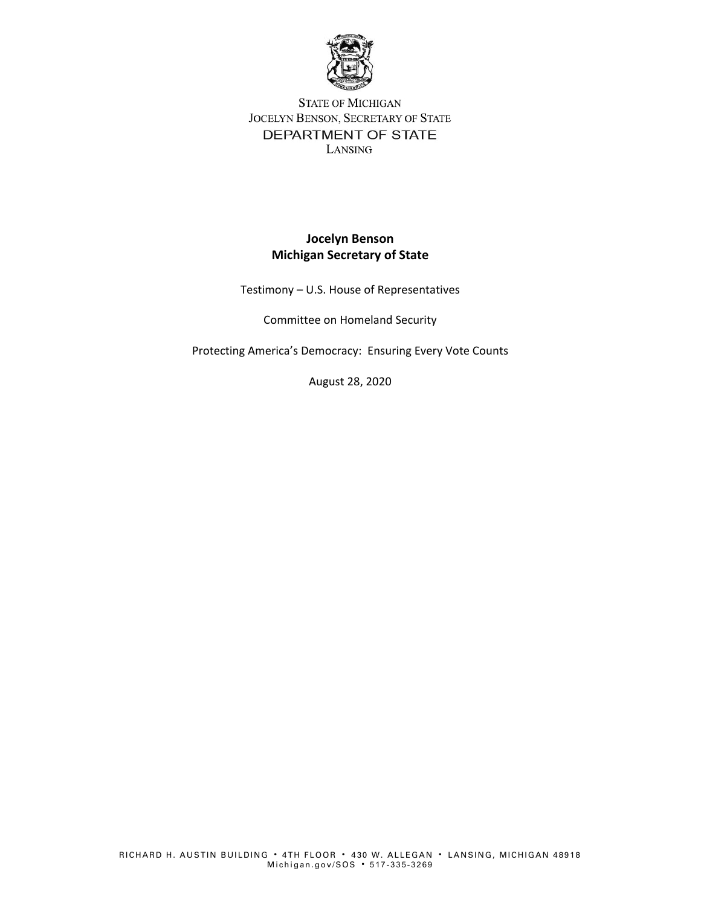STATE OF MICHIGAN
JOCELYN BENSON, SECRETARY OF STATE
DEPARTMENT OF STATE
LANSING

**Jocelyn Benson**
**Michigan Secretary of State**

Testimony – U.S. House of Representatives

Committee on Homeland Security

Protecting America's Democracy: Ensuring Every Vote Counts

August 28, 2020

RICHARD H. AUSTIN BUILDING • 4TH FLOOR • 430 W. ALLEGAN • LANSING, MICHIGAN 48918
Michigan.gov/SOS • 517-335-3269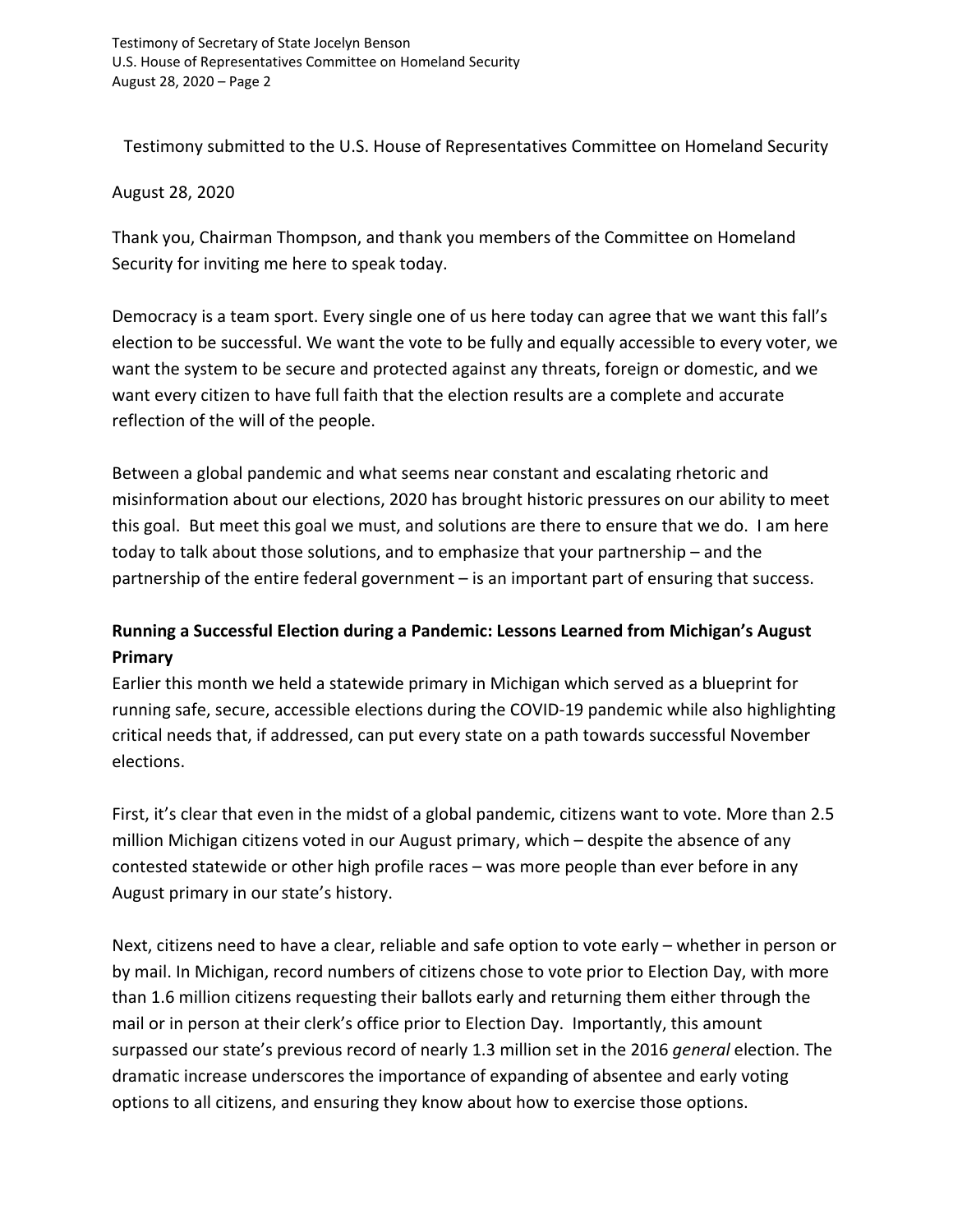Testimony submitted to the U.S. House of Representatives Committee on Homeland Security

August 28, 2020

Thank you, Chairman Thompson, and thank you members of the Committee on Homeland Security for inviting me here to speak today.

Democracy is a team sport. Every single one of us here today can agree that we want this fall's election to be successful. We want the vote to be fully and equally accessible to every voter, we want the system to be secure and protected against any threats, foreign or domestic, and we want every citizen to have full faith that the election results are a complete and accurate reflection of the will of the people.

Between a global pandemic and what seems near constant and escalating rhetoric and misinformation about our elections, 2020 has brought historic pressures on our ability to meet this goal. But meet this goal we must, and solutions are there to ensure that we do. I am here today to talk about those solutions, and to emphasize that your partnership – and the partnership of the entire federal government – is an important part of ensuring that success.

**Running a Successful Election during a Pandemic: Lessons Learned from Michigan's August Primary**

Earlier this month we held a statewide primary in Michigan which served as a blueprint for running safe, secure, accessible elections during the COVID-19 pandemic while also highlighting critical needs that, if addressed, can put every state on a path towards successful November elections.

First, it's clear that even in the midst of a global pandemic, citizens want to vote. More than 2.5 million Michigan citizens voted in our August primary, which – despite the absence of any contested statewide or other high profile races – was more people than ever before in any August primary in our state's history.

Next, citizens need to have a clear, reliable and safe option to vote early – whether in person or by mail. In Michigan, record numbers of citizens chose to vote prior to Election Day, with more than 1.6 million citizens requesting their ballots early and returning them either through the mail or in person at their clerk's office prior to Election Day. Importantly, this amount surpassed our state's previous record of nearly 1.3 million set in the 2016 *general* election. The dramatic increase underscores the importance of expanding of absentee and early voting options to all citizens, and ensuring they know about how to exercise those options.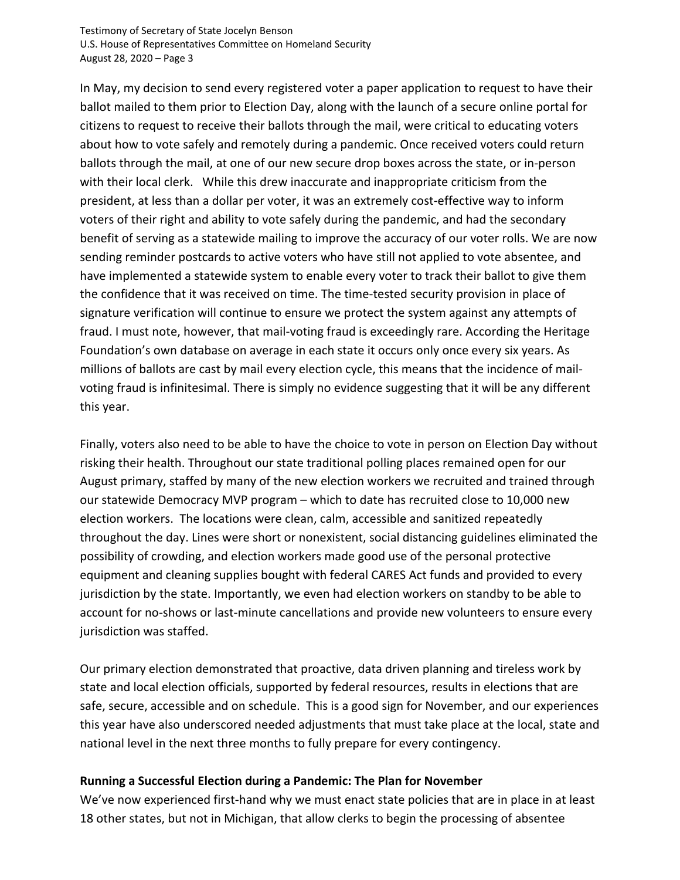In May, my decision to send every registered voter a paper application to request to have their ballot mailed to them prior to Election Day, along with the launch of a secure online portal for citizens to request to receive their ballots through the mail, were critical to educating voters about how to vote safely and remotely during a pandemic. Once received voters could return ballots through the mail, at one of our new secure drop boxes across the state, or in-person with their local clerk. While this drew inaccurate and inappropriate criticism from the president, at less than a dollar per voter, it was an extremely cost-effective way to inform voters of their right and ability to vote safely during the pandemic, and had the secondary benefit of serving as a statewide mailing to improve the accuracy of our voter rolls. We are now sending reminder postcards to active voters who have still not applied to vote absentee, and have implemented a statewide system to enable every voter to track their ballot to give them the confidence that it was received on time. The time-tested security provision in place of signature verification will continue to ensure we protect the system against any attempts of fraud. I must note, however, that mail-voting fraud is exceedingly rare. According the Heritage Foundation's own database on average in each state it occurs only once every six years. As millions of ballots are cast by mail every election cycle, this means that the incidence of mail-voting fraud is infinitesimal. There is simply no evidence suggesting that it will be any different this year.

Finally, voters also need to be able to have the choice to vote in person on Election Day without risking their health. Throughout our state traditional polling places remained open for our August primary, staffed by many of the new election workers we recruited and trained through our statewide Democracy MVP program – which to date has recruited close to 10,000 new election workers. The locations were clean, calm, accessible and sanitized repeatedly throughout the day. Lines were short or nonexistent, social distancing guidelines eliminated the possibility of crowding, and election workers made good use of the personal protective equipment and cleaning supplies bought with federal CARES Act funds and provided to every jurisdiction by the state. Importantly, we even had election workers on standby to be able to account for no-shows or last-minute cancellations and provide new volunteers to ensure every jurisdiction was staffed.

Our primary election demonstrated that proactive, data driven planning and tireless work by state and local election officials, supported by federal resources, results in elections that are safe, secure, accessible and on schedule. This is a good sign for November, and our experiences this year have also underscored needed adjustments that must take place at the local, state and national level in the next three months to fully prepare for every contingency.

**Running a Successful Election during a Pandemic: The Plan for November**

We've now experienced first-hand why we must enact state policies that are in place in at least 18 other states, but not in Michigan, that allow clerks to begin the processing of absentee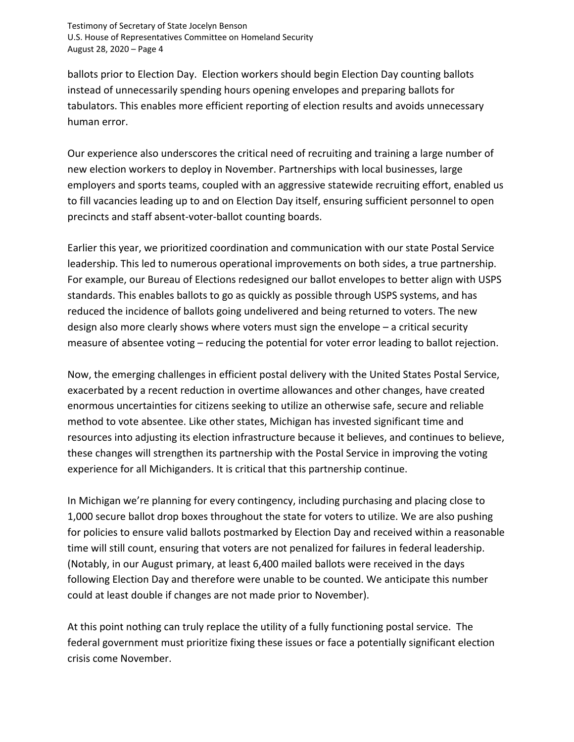ballots prior to Election Day. Election workers should begin Election Day counting ballots instead of unnecessarily spending hours opening envelopes and preparing ballots for tabulators. This enables more efficient reporting of election results and avoids unnecessary human error.

Our experience also underscores the critical need of recruiting and training a large number of new election workers to deploy in November. Partnerships with local businesses, large employers and sports teams, coupled with an aggressive statewide recruiting effort, enabled us to fill vacancies leading up to and on Election Day itself, ensuring sufficient personnel to open precincts and staff absent-voter-ballot counting boards.

Earlier this year, we prioritized coordination and communication with our state Postal Service leadership. This led to numerous operational improvements on both sides, a true partnership. For example, our Bureau of Elections redesigned our ballot envelopes to better align with USPS standards. This enables ballots to go as quickly as possible through USPS systems, and has reduced the incidence of ballots going undelivered and being returned to voters. The new design also more clearly shows where voters must sign the envelope – a critical security measure of absentee voting – reducing the potential for voter error leading to ballot rejection.

Now, the emerging challenges in efficient postal delivery with the United States Postal Service, exacerbated by a recent reduction in overtime allowances and other changes, have created enormous uncertainties for citizens seeking to utilize an otherwise safe, secure and reliable method to vote absentee. Like other states, Michigan has invested significant time and resources into adjusting its election infrastructure because it believes, and continues to believe, these changes will strengthen its partnership with the Postal Service in improving the voting experience for all Michiganders. It is critical that this partnership continue.

In Michigan we're planning for every contingency, including purchasing and placing close to 1,000 secure ballot drop boxes throughout the state for voters to utilize. We are also pushing for policies to ensure valid ballots postmarked by Election Day and received within a reasonable time will still count, ensuring that voters are not penalized for failures in federal leadership. (Notably, in our August primary, at least 6,400 mailed ballots were received in the days following Election Day and therefore were unable to be counted. We anticipate this number could at least double if changes are not made prior to November).

At this point nothing can truly replace the utility of a fully functioning postal service. The federal government must prioritize fixing these issues or face a potentially significant election crisis come November.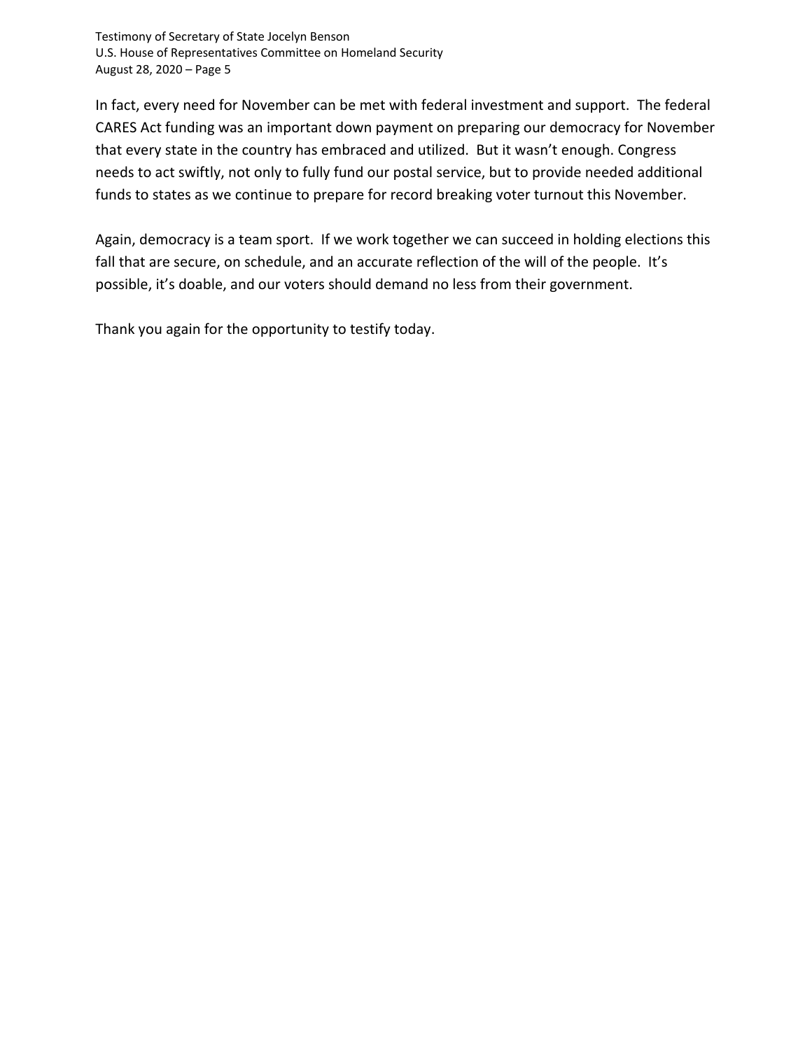In fact, every need for November can be met with federal investment and support. The federal CARES Act funding was an important down payment on preparing our democracy for November that every state in the country has embraced and utilized. But it wasn't enough. Congress needs to act swiftly, not only to fully fund our postal service, but to provide needed additional funds to states as we continue to prepare for record breaking voter turnout this November.

Again, democracy is a team sport. If we work together we can succeed in holding elections this fall that are secure, on schedule, and an accurate reflection of the will of the people. It's possible, it's doable, and our voters should demand no less from their government.

Thank you again for the opportunity to testify today.